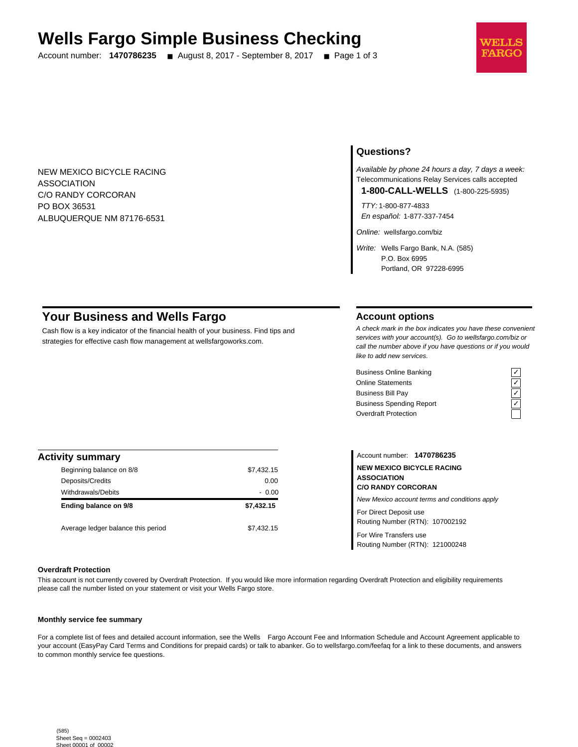# Wells Fargo Simple Business Checking

Account number: **1470786235** ■ August 8, 2017 - September 8, 2017

NEW MEXICO BICYCLE RACING
ASSOCIATION
C/O RANDY CORCORAN
PO BOX 36531
ALBUQUERQUE NM 87176-6531

## Questions?

*Available by phone 24 hours a day, 7 days a week:*
Telecommunications Relay Services calls accepted

**1-800-CALL-WELLS** (1-800-225-5935)

*TTY:* 1-800-877-4833
*En español:* 1-877-337-7454

*Online:* wellsfargo.com/biz

*Write:* Wells Fargo Bank, N.A. (585)
P.O. Box 6995
Portland, OR 97228-6995

## Your Business and Wells Fargo

Cash flow is a key indicator of the financial health of your business. Find tips and strategies for effective cash flow management at wellsfargoworks.com.

## Account options

*A check mark in the box indicates you have these convenient services with your account(s). Go to wellsfargo.com/biz or call the number above if you have questions or if you would like to add new services.*

| Service | |
|---|---|
| Business Online Banking | ✓ |
| Online Statements | ✓ |
| Business Bill Pay | ✓ |
| Business Spending Report | ✓ |
| Overdraft Protection | |

## Activity summary

| | |
|---|---|
| Beginning balance on 8/8 | $7,432.15 |
| Deposits/Credits | 0.00 |
| Withdrawals/Debits | - 0.00 |
| **Ending balance on 9/8** | **$7,432.15** |
| Average ledger balance this period | $7,432.15 |

Account number: **1470786235**

**NEW MEXICO BICYCLE RACING ASSOCIATION**
**C/O RANDY CORCORAN**

*New Mexico account terms and conditions apply*

For Direct Deposit use
Routing Number (RTN): 107002192

For Wire Transfers use
Routing Number (RTN): 121000248

**Overdraft Protection**

This account is not currently covered by Overdraft Protection. If you would like more information regarding Overdraft Protection and eligibility requirements please call the number listed on your statement or visit your Wells Fargo store.

**Monthly service fee summary**

For a complete list of fees and detailed account information, see the Wells Fargo Account Fee and Information Schedule and Account Agreement applicable to your account (EasyPay Card Terms and Conditions for prepaid cards) or talk to abanker. Go to wellsfargo.com/feefaq for a link to these documents, and answers to common monthly service fee questions.

(585)
Sheet Seq = 0002403
Sheet 00001 of 00002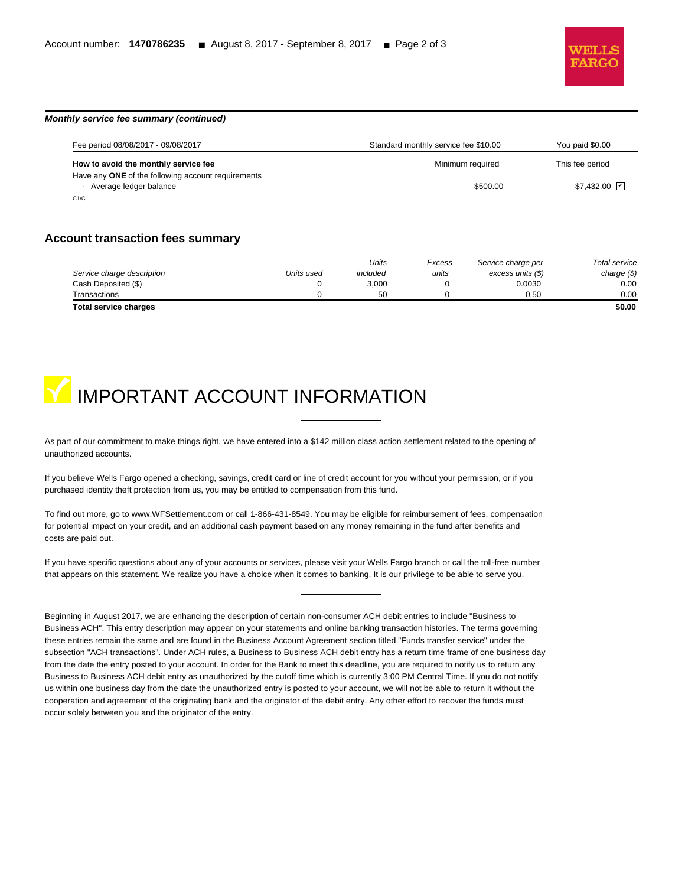***Monthly service fee summary (continued)***

| Fee period 08/08/2017 - 09/08/2017 | Standard monthly service fee $10.00 | You paid $0.00 |
|---|---|---|
| **How to avoid the monthly service fee** | Minimum required | This fee period |
| Have any **ONE** of the following account requirements | | |
| · Average ledger balance | $500.00 | $7,432.00 ☑ |

C1/C1

## Account transaction fees summary

| *Service charge description* | *Units used* | *Units included* | *Excess units* | *Service charge per excess units ($)* | *Total service charge ($)* |
|---|---|---|---|---|---|
| Cash Deposited ($) | 0 | 3,000 | 0 | 0.0030 | 0.00 |
| Transactions | 0 | 50 | 0 | 0.50 | 0.00 |
| **Total service charges** | | | | | **$0.00** |

# IMPORTANT ACCOUNT INFORMATION

As part of our commitment to make things right, we have entered into a $142 million class action settlement related to the opening of unauthorized accounts.

If you believe Wells Fargo opened a checking, savings, credit card or line of credit account for you without your permission, or if you purchased identity theft protection from us, you may be entitled to compensation from this fund.

To find out more, go to www.WFSettlement.com or call 1-866-431-8549. You may be eligible for reimbursement of fees, compensation for potential impact on your credit, and an additional cash payment based on any money remaining in the fund after benefits and costs are paid out.

If you have specific questions about any of your accounts or services, please visit your Wells Fargo branch or call the toll-free number that appears on this statement. We realize you have a choice when it comes to banking. It is our privilege to be able to serve you.

---

Beginning in August 2017, we are enhancing the description of certain non-consumer ACH debit entries to include "Business to Business ACH". This entry description may appear on your statements and online banking transaction histories. The terms governing these entries remain the same and are found in the Business Account Agreement section titled "Funds transfer service" under the subsection "ACH transactions". Under ACH rules, a Business to Business ACH debit entry has a return time frame of one business day from the date the entry posted to your account. In order for the Bank to meet this deadline, you are required to notify us to return any Business to Business ACH debit entry as unauthorized by the cutoff time which is currently 3:00 PM Central Time. If you do not notify us within one business day from the date the unauthorized entry is posted to your account, we will not be able to return it without the cooperation and agreement of the originating bank and the originator of the debit entry. Any other effort to recover the funds must occur solely between you and the originator of the entry.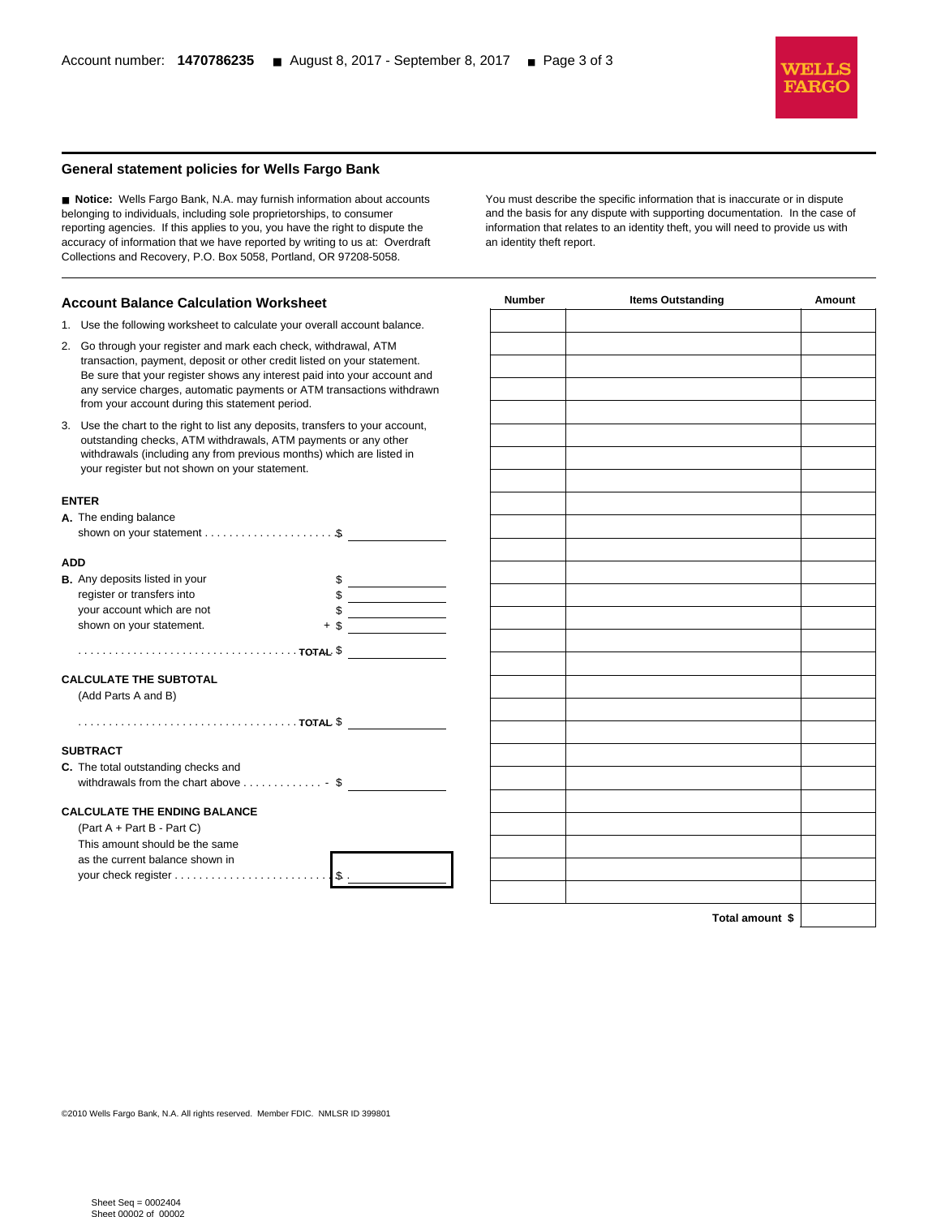## General statement policies for Wells Fargo Bank

■ **Notice:** Wells Fargo Bank, N.A. may furnish information about accounts belonging to individuals, including sole proprietorships, to consumer reporting agencies. If this applies to you, you have the right to dispute the accuracy of information that we have reported by writing to us at: Overdraft Collections and Recovery, P.O. Box 5058, Portland, OR 97208-5058.

You must describe the specific information that is inaccurate or in dispute and the basis for any dispute with supporting documentation. In the case of information that relates to an identity theft, you will need to provide us with an identity theft report.

## Account Balance Calculation Worksheet

1. Use the following worksheet to calculate your overall account balance.
2. Go through your register and mark each check, withdrawal, ATM transaction, payment, deposit or other credit listed on your statement. Be sure that your register shows any interest paid into your account and any service charges, automatic payments or ATM transactions withdrawn from your account during this statement period.
3. Use the chart to the right to list any deposits, transfers to your account, outstanding checks, ATM withdrawals, ATM payments or any other withdrawals (including any from previous months) which are listed in your register but not shown on your statement.

**ENTER**

**A.** The ending balance shown on your statement . . . . . . . . . . . . . . . . . . . . . $ \_\_\_\_\_\_\_\_\_\_

**ADD**

**B.** Any deposits listed in your register or transfers into your account which are not shown on your statement.

$ \_\_\_\_\_\_\_\_\_\_
$ \_\_\_\_\_\_\_\_\_\_
$ \_\_\_\_\_\_\_\_\_\_
\+ $ \_\_\_\_\_\_\_\_\_\_

. . . . . . . . . . . . . . . . . . . . . . . . . . . . . . . . . . . . **TOTAL** $ \_\_\_\_\_\_\_\_\_\_

**CALCULATE THE SUBTOTAL**

(Add Parts A and B)

. . . . . . . . . . . . . . . . . . . . . . . . . . . . . . . . . . . . **TOTAL** $ \_\_\_\_\_\_\_\_\_\_

**SUBTRACT**

**C.** The total outstanding checks and withdrawals from the chart above . . . . . . . . . . . . . - $ \_\_\_\_\_\_\_\_\_\_

**CALCULATE THE ENDING BALANCE**

(Part A + Part B - Part C)
This amount should be the same as the current balance shown in your check register . . . . . . . . . . . . . . . . . . . . . . . . . $ \_\_\_\_\_\_\_\_\_\_

| Number | Items Outstanding | Amount |
|---|---|---|
| | | |
| | | |
| | | |
| | | |
| | | |
| | | |
| | | |
| | | |
| | | |
| | | |
| | | |
| | | |
| | | |
| | | |
| | | |
| | | |
| | | |
| | | |
| | | |
| | | |
| | | |
| | | |
| | | |
| | | |
| | | |
| | | |
| | **Total amount $** | |

©2010 Wells Fargo Bank, N.A. All rights reserved. Member FDIC. NMLSR ID 399801

Sheet Seq = 0002404
Sheet 00002 of 00002